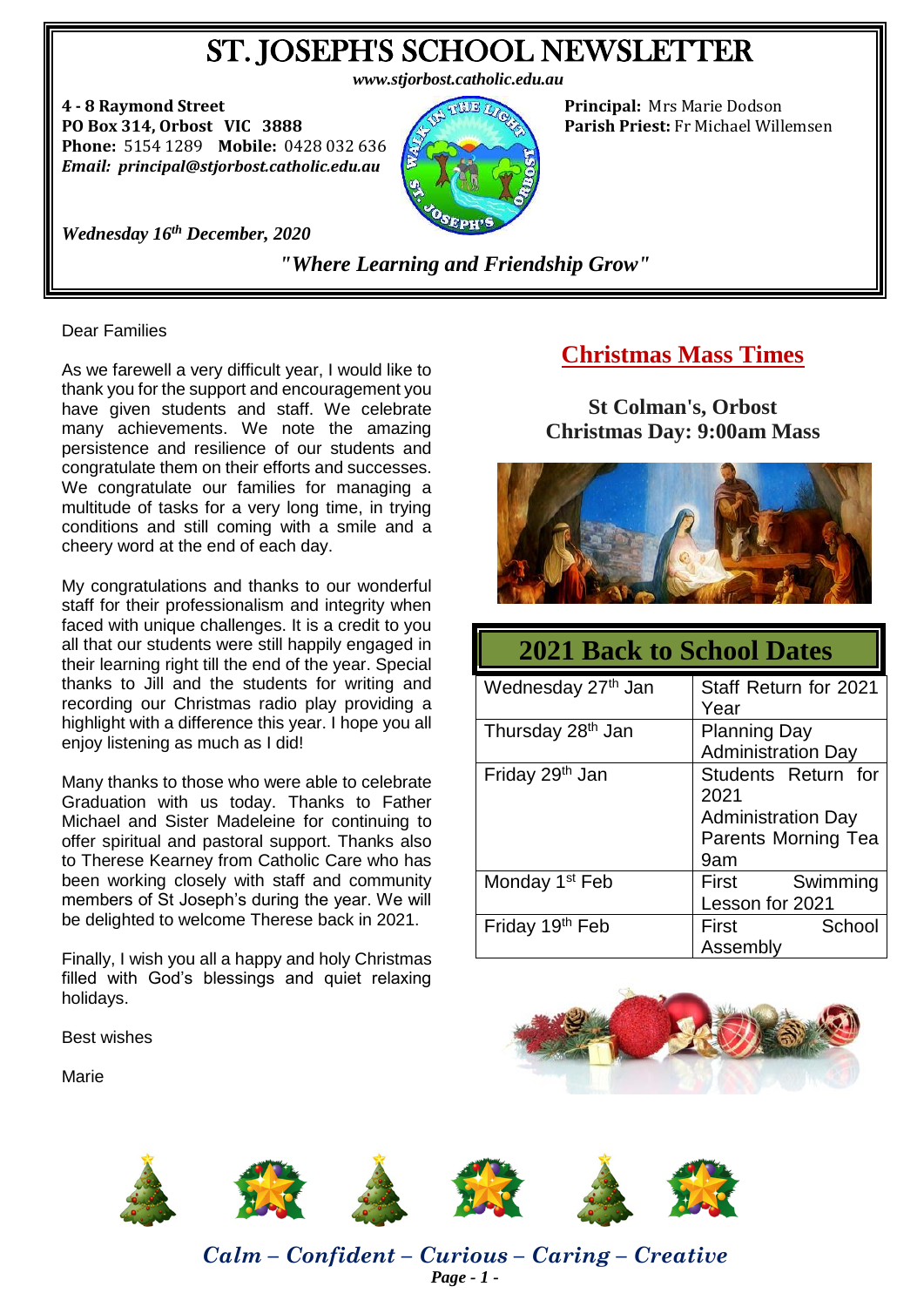# ST. JOSEPH'S SCHOOL NEWSLETTER

***www.stjorbost.catholic.edu.au***

**4 - 8 Raymond Street**
**PO Box 314, Orbost VIC 3888**
**Phone:** 5154 1289 **Mobile:** 0428 032 636
***Email: principal@stjorbost.catholic.edu.au***

**Principal:** Mrs Marie Dodson
**Parish Priest:** Fr Michael Willemsen

***Wednesday 16th December, 2020***

***"Where Learning and Friendship Grow"***

Dear Families

As we farewell a very difficult year, I would like to thank you for the support and encouragement you have given students and staff. We celebrate many achievements. We note the amazing persistence and resilience of our students and congratulate them on their efforts and successes. We congratulate our families for managing a multitude of tasks for a very long time, in trying conditions and still coming with a smile and a cheery word at the end of each day.

My congratulations and thanks to our wonderful staff for their professionalism and integrity when faced with unique challenges. It is a credit to you all that our students were still happily engaged in their learning right till the end of the year. Special thanks to Jill and the students for writing and recording our Christmas radio play providing a highlight with a difference this year. I hope you all enjoy listening as much as I did!

Many thanks to those who were able to celebrate Graduation with us today. Thanks to Father Michael and Sister Madeleine for continuing to offer spiritual and pastoral support. Thanks also to Therese Kearney from Catholic Care who has been working closely with staff and community members of St Joseph's during the year. We will be delighted to welcome Therese back in 2021.

Finally, I wish you all a happy and holy Christmas filled with God's blessings and quiet relaxing holidays.

Best wishes

Marie

## Christmas Mass Times

**St Colman's, Orbost**
**Christmas Day: 9:00am Mass**

## 2021 Back to School Dates

| Date | Event |
|---|---|
| Wednesday 27th Jan | Staff Return for 2021 Year |
| Thursday 28th Jan | Planning Day<br>Administration Day |
| Friday 29th Jan | Students Return for 2021<br>Administration Day<br>Parents Morning Tea 9am |
| Monday 1st Feb | First Swimming Lesson for 2021 |
| Friday 19th Feb | First School Assembly |

***Calm – Confident – Curious – Caring – Creative***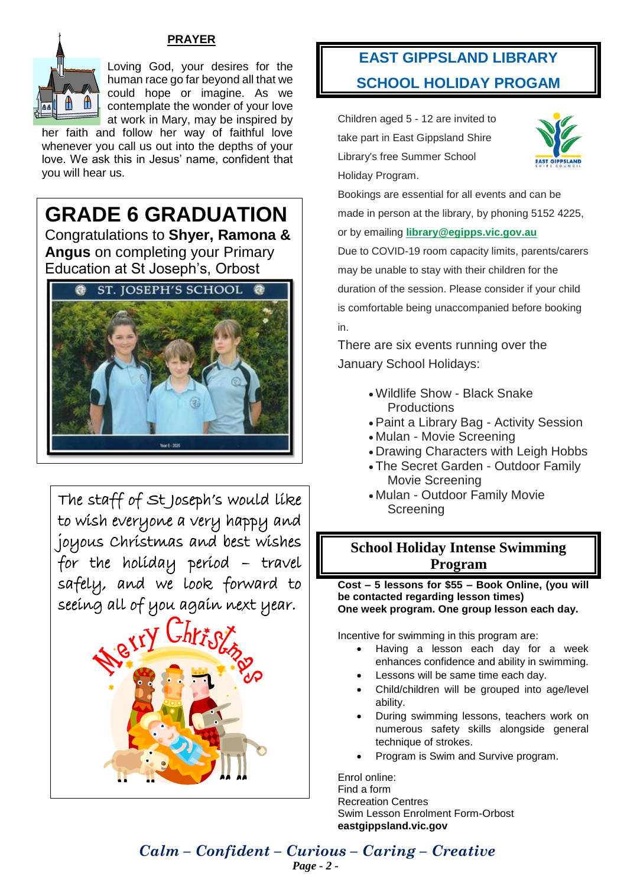## PRAYER

Loving God, your desires for the human race go far beyond all that we could hope or imagine. As we contemplate the wonder of your love at work in Mary, may be inspired by her faith and follow her way of faithful love whenever you call us out into the depths of your love. We ask this in Jesus' name, confident that you will hear us.

# GRADE 6 GRADUATION

Congratulations to **Shyer, Ramona & Angus** on completing your Primary Education at St Joseph's, Orbost

The staff of St Joseph's would like to wish everyone a very happy and joyous Christmas and best wishes for the holiday period – travel safely, and we look forward to seeing all of you again next year.

## EAST GIPPSLAND LIBRARY SCHOOL HOLIDAY PROGAM

Children aged 5 - 12 are invited to take part in East Gippsland Shire Library's free Summer School Holiday Program.

Bookings are essential for all events and can be made in person at the library, by phoning 5152 4225, or by emailing **library@egipps.vic.gov.au**

Due to COVID-19 room capacity limits, parents/carers may be unable to stay with their children for the duration of the session. Please consider if your child is comfortable being unaccompanied before booking in.

There are six events running over the January School Holidays:

- Wildlife Show - Black Snake Productions
- Paint a Library Bag - Activity Session
- Mulan - Movie Screening
- Drawing Characters with Leigh Hobbs
- The Secret Garden - Outdoor Family Movie Screening
- Mulan - Outdoor Family Movie Screening

## School Holiday Intense Swimming Program

**Cost – 5 lessons for $55 – Book Online, (you will be contacted regarding lesson times)**
**One week program. One group lesson each day.**

Incentive for swimming in this program are:

- Having a lesson each day for a week enhances confidence and ability in swimming.
- Lessons will be same time each day.
- Child/children will be grouped into age/level ability.
- During swimming lessons, teachers work on numerous safety skills alongside general technique of strokes.
- Program is Swim and Survive program.

Enrol online:
Find a form
Recreation Centres
Swim Lesson Enrolment Form-Orbost
**eastgippsland.vic.gov**

***Calm – Confident – Curious – Caring – Creative***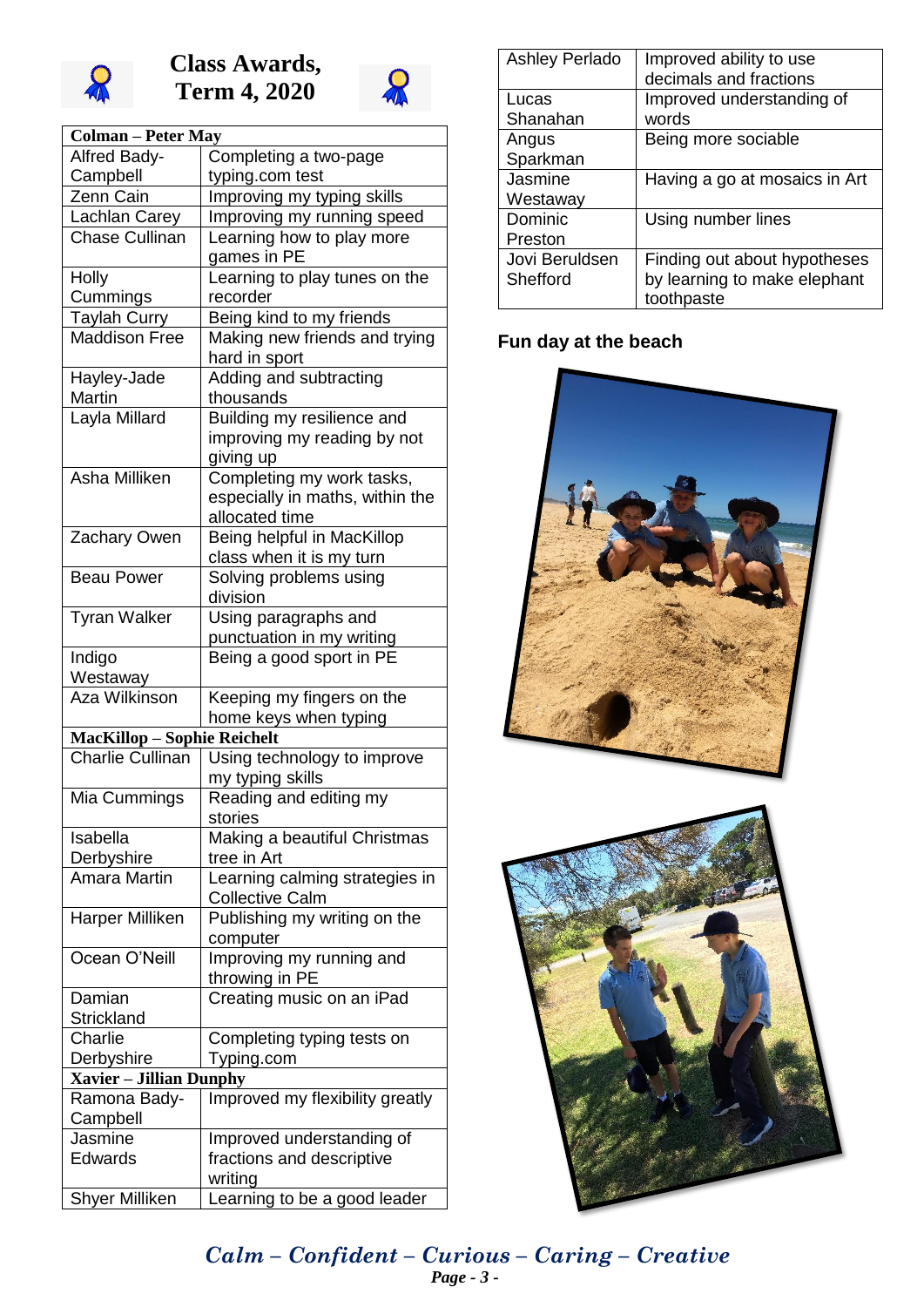# Class Awards, Term 4, 2020

| | |
|---|---|
| **Colman – Peter May** | |
| Alfred Bady-Campbell | Completing a two-page typing.com test |
| Zenn Cain | Improving my typing skills |
| Lachlan Carey | Improving my running speed |
| Chase Cullinan | Learning how to play more games in PE |
| Holly Cummings | Learning to play tunes on the recorder |
| Taylah Curry | Being kind to my friends |
| Maddison Free | Making new friends and trying hard in sport |
| Hayley-Jade Martin | Adding and subtracting thousands |
| Layla Millard | Building my resilience and improving my reading by not giving up |
| Asha Milliken | Completing my work tasks, especially in maths, within the allocated time |
| Zachary Owen | Being helpful in MacKillop class when it is my turn |
| Beau Power | Solving problems using division |
| Tyran Walker | Using paragraphs and punctuation in my writing |
| Indigo Westaway | Being a good sport in PE |
| Aza Wilkinson | Keeping my fingers on the home keys when typing |
| **MacKillop – Sophie Reichelt** | |
| Charlie Cullinan | Using technology to improve my typing skills |
| Mia Cummings | Reading and editing my stories |
| Isabella Derbyshire | Making a beautiful Christmas tree in Art |
| Amara Martin | Learning calming strategies in Collective Calm |
| Harper Milliken | Publishing my writing on the computer |
| Ocean O'Neill | Improving my running and throwing in PE |
| Damian Strickland | Creating music on an iPad |
| Charlie Derbyshire | Completing typing tests on Typing.com |
| **Xavier – Jillian Dunphy** | |
| Ramona Bady-Campbell | Improved my flexibility greatly |
| Jasmine Edwards | Improved understanding of fractions and descriptive writing |
| Shyer Milliken | Learning to be a good leader |
| Ashley Perlado | Improved ability to use decimals and fractions |
| Lucas Shanahan | Improved understanding of words |
| Angus Sparkman | Being more sociable |
| Jasmine Westaway | Having a go at mosaics in Art |
| Dominic Preston | Using number lines |
| Jovi Beruldsen Shefford | Finding out about hypotheses by learning to make elephant toothpaste |

## Fun day at the beach

*Calm – Confident – Curious – Caring – Creative*